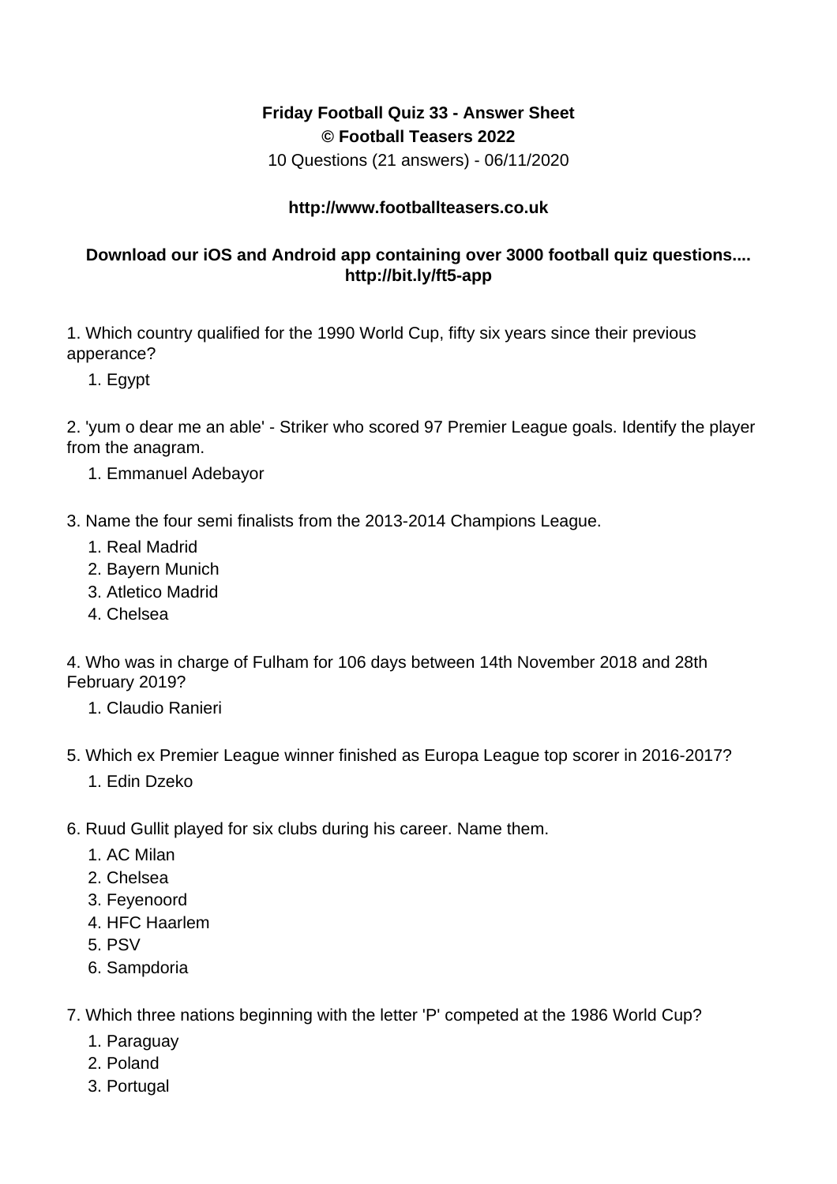**Friday Football Quiz 33 - Answer Sheet**
**© Football Teasers 2022**
10 Questions (21 answers) - 06/11/2020

**http://www.footballteasers.co.uk**

**Download our iOS and Android app containing over 3000 football quiz questions.... http://bit.ly/ft5-app**

1. Which country qualified for the 1990 World Cup, fifty six years since their previous apperance?
    1. Egypt

2. 'yum o dear me an able' - Striker who scored 97 Premier League goals. Identify the player from the anagram.
    1. Emmanuel Adebayor

3. Name the four semi finalists from the 2013-2014 Champions League.
    1. Real Madrid
    2. Bayern Munich
    3. Atletico Madrid
    4. Chelsea

4. Who was in charge of Fulham for 106 days between 14th November 2018 and 28th February 2019?
    1. Claudio Ranieri

5. Which ex Premier League winner finished as Europa League top scorer in 2016-2017?
    1. Edin Dzeko

6. Ruud Gullit played for six clubs during his career. Name them.
    1. AC Milan
    2. Chelsea
    3. Feyenoord
    4. HFC Haarlem
    5. PSV
    6. Sampdoria

7. Which three nations beginning with the letter 'P' competed at the 1986 World Cup?
    1. Paraguay
    2. Poland
    3. Portugal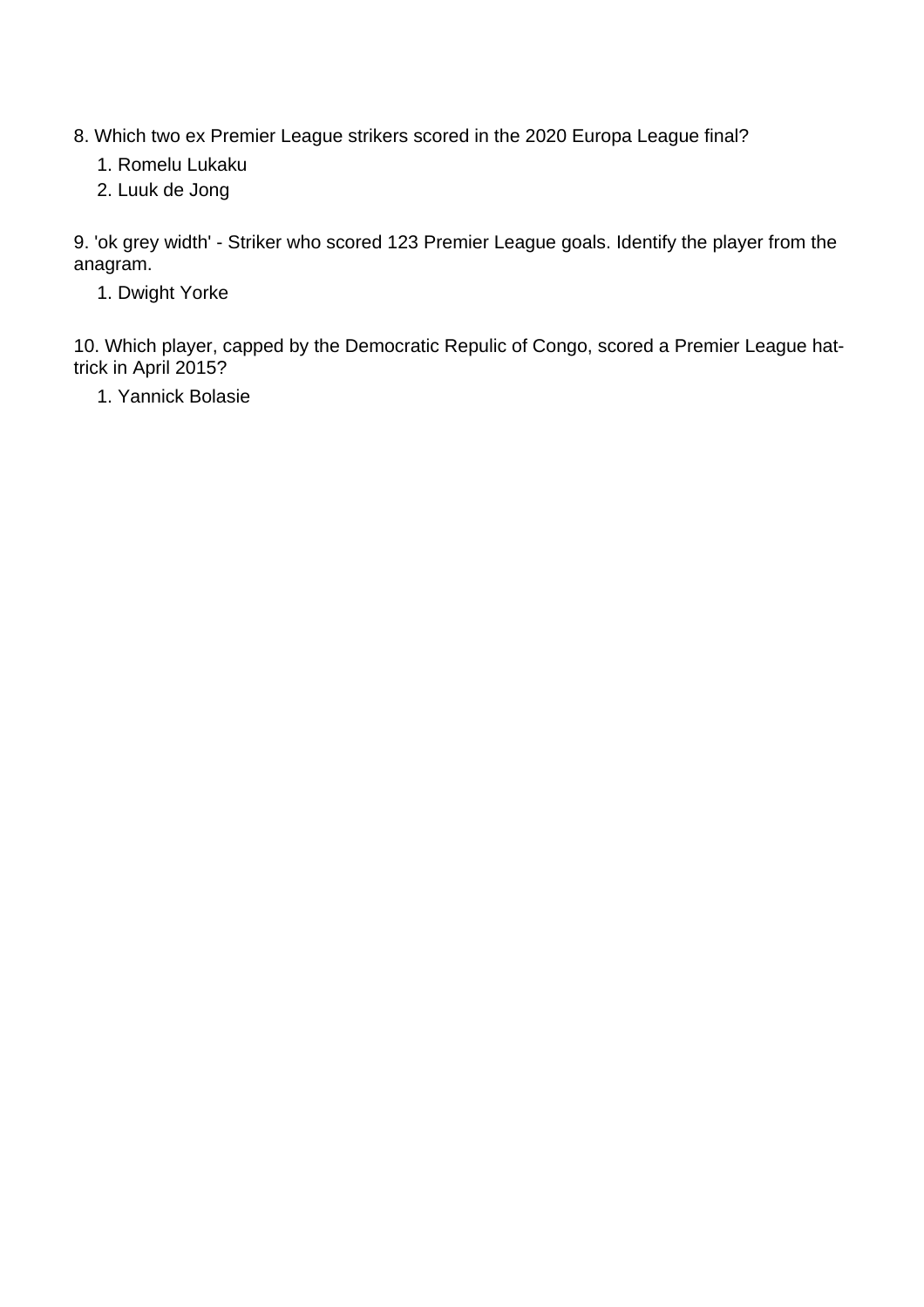8. Which two ex Premier League strikers scored in the 2020 Europa League final?

   1. Romelu Lukaku
   2. Luuk de Jong

9. 'ok grey width' - Striker who scored 123 Premier League goals. Identify the player from the anagram.

   1. Dwight Yorke

10. Which player, capped by the Democratic Repulic of Congo, scored a Premier League hat-trick in April 2015?

    1. Yannick Bolasie